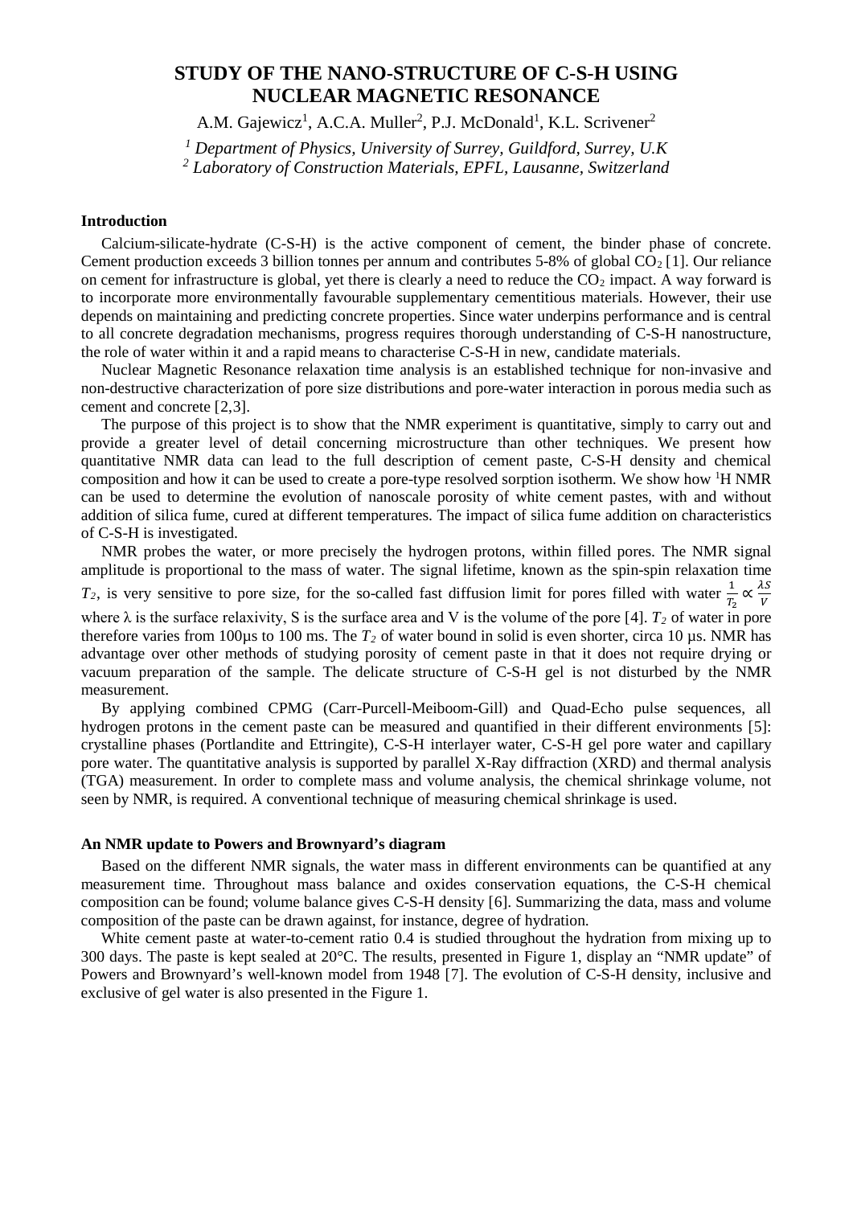# STUDY OF THE NANO-STRUCTURE OF C-S-H USING NUCLEAR MAGNETIC RESONANCE

A.M. Gajewicz[1], A.C.A. Muller[2], P.J. McDonald[1], K.L. Scrivener[2]

*[1] Department of Physics, University of Surrey, Guildford, Surrey, U.K*
*[2] Laboratory of Construction Materials, EPFL, Lausanne, Switzerland*

## Introduction

Calcium-silicate-hydrate (C-S-H) is the active component of cement, the binder phase of concrete. Cement production exceeds 3 billion tonnes per annum and contributes 5-8% of global $CO_2$ [1]. Our reliance on cement for infrastructure is global, yet there is clearly a need to reduce the $CO_2$ impact. A way forward is to incorporate more environmentally favourable supplementary cementitious materials. However, their use depends on maintaining and predicting concrete properties. Since water underpins performance and is central to all concrete degradation mechanisms, progress requires thorough understanding of C-S-H nanostructure, the role of water within it and a rapid means to characterise C-S-H in new, candidate materials.

Nuclear Magnetic Resonance relaxation time analysis is an established technique for non-invasive and non-destructive characterization of pore size distributions and pore-water interaction in porous media such as cement and concrete [2,3].

The purpose of this project is to show that the NMR experiment is quantitative, simply to carry out and provide a greater level of detail concerning microstructure than other techniques. We present how quantitative NMR data can lead to the full description of cement paste, C-S-H density and chemical composition and how it can be used to create a pore-type resolved sorption isotherm. We show how $^1$H NMR can be used to determine the evolution of nanoscale porosity of white cement pastes, with and without addition of silica fume, cured at different temperatures. The impact of silica fume addition on characteristics of C-S-H is investigated.

NMR probes the water, or more precisely the hydrogen protons, within filled pores. The NMR signal amplitude is proportional to the mass of water. The signal lifetime, known as the spin-spin relaxation time $T_2$, is very sensitive to pore size, for the so-called fast diffusion limit for pores filled with water $\frac{1}{T_2} \propto \frac{\lambda S}{V}$ where $\lambda$ is the surface relaxivity, S is the surface area and V is the volume of the pore [4]. $T_2$ of water in pore therefore varies from 100μs to 100 ms. The $T_2$ of water bound in solid is even shorter, circa 10 μs. NMR has advantage over other methods of studying porosity of cement paste in that it does not require drying or vacuum preparation of the sample. The delicate structure of C-S-H gel is not disturbed by the NMR measurement.

By applying combined CPMG (Carr-Purcell-Meiboom-Gill) and Quad-Echo pulse sequences, all hydrogen protons in the cement paste can be measured and quantified in their different environments [5]: crystalline phases (Portlandite and Ettringite), C-S-H interlayer water, C-S-H gel pore water and capillary pore water. The quantitative analysis is supported by parallel X-Ray diffraction (XRD) and thermal analysis (TGA) measurement. In order to complete mass and volume analysis, the chemical shrinkage volume, not seen by NMR, is required. A conventional technique of measuring chemical shrinkage is used.

## An NMR update to Powers and Brownyard's diagram

Based on the different NMR signals, the water mass in different environments can be quantified at any measurement time. Throughout mass balance and oxides conservation equations, the C-S-H chemical composition can be found; volume balance gives C-S-H density [6]. Summarizing the data, mass and volume composition of the paste can be drawn against, for instance, degree of hydration.

White cement paste at water-to-cement ratio 0.4 is studied throughout the hydration from mixing up to 300 days. The paste is kept sealed at 20°C. The results, presented in Figure 1, display an "NMR update" of Powers and Brownyard's well-known model from 1948 [7]. The evolution of C-S-H density, inclusive and exclusive of gel water is also presented in the Figure 1.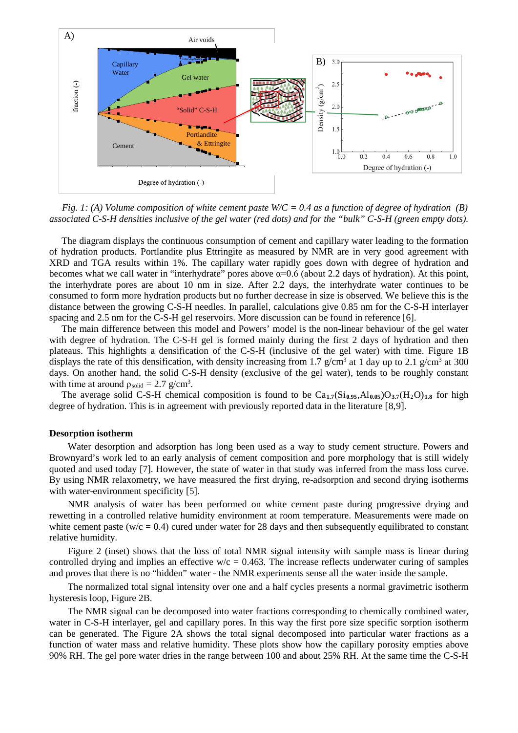*Fig. 1: (A) Volume composition of white cement paste W/C = 0.4 as a function of degree of hydration (B) associated C-S-H densities inclusive of the gel water (red dots) and for the "bulk" C-S-H (green empty dots).*

The diagram displays the continuous consumption of cement and capillary water leading to the formation of hydration products. Portlandite plus Ettringite as measured by NMR are in very good agreement with XRD and TGA results within 1%. The capillary water rapidly goes down with degree of hydration and becomes what we call water in "interhydrate" pores above α=0.6 (about 2.2 days of hydration). At this point, the interhydrate pores are about 10 nm in size. After 2.2 days, the interhydrate water continues to be consumed to form more hydration products but no further decrease in size is observed. We believe this is the distance between the growing C-S-H needles. In parallel, calculations give 0.85 nm for the C-S-H interlayer spacing and 2.5 nm for the C-S-H gel reservoirs. More discussion can be found in reference [6].

The main difference between this model and Powers' model is the non-linear behaviour of the gel water with degree of hydration. The C-S-H gel is formed mainly during the first 2 days of hydration and then plateaus. This highlights a densification of the C-S-H (inclusive of the gel water) with time. Figure 1B displays the rate of this densification, with density increasing from 1.7 g/cm$^3$ at 1 day up to 2.1 g/cm$^3$ at 300 days. On another hand, the solid C-S-H density (exclusive of the gel water), tends to be roughly constant with time at around $\rho_{solid}$ = 2.7 g/cm$^3$.

The average solid C-S-H chemical composition is found to be $Ca_{1.7}(Si_{0.95},Al_{0.05})O_{3.7}(H_2O)_{1.8}$ for high degree of hydration. This is in agreement with previously reported data in the literature [8,9].

## Desorption isotherm

Water desorption and adsorption has long been used as a way to study cement structure. Powers and Brownyard's work led to an early analysis of cement composition and pore morphology that is still widely quoted and used today [7]. However, the state of water in that study was inferred from the mass loss curve. By using NMR relaxometry, we have measured the first drying, re-adsorption and second drying isotherms with water-environment specificity [5].

NMR analysis of water has been performed on white cement paste during progressive drying and rewetting in a controlled relative humidity environment at room temperature. Measurements were made on white cement paste (w/c = 0.4) cured under water for 28 days and then subsequently equilibrated to constant relative humidity.

Figure 2 (inset) shows that the loss of total NMR signal intensity with sample mass is linear during controlled drying and implies an effective w/c = 0.463. The increase reflects underwater curing of samples and proves that there is no "hidden" water - the NMR experiments sense all the water inside the sample.

The normalized total signal intensity over one and a half cycles presents a normal gravimetric isotherm hysteresis loop, Figure 2B.

The NMR signal can be decomposed into water fractions corresponding to chemically combined water, water in C-S-H interlayer, gel and capillary pores. In this way the first pore size specific sorption isotherm can be generated. The Figure 2A shows the total signal decomposed into particular water fractions as a function of water mass and relative humidity. These plots show how the capillary porosity empties above 90% RH. The gel pore water dries in the range between 100 and about 25% RH. At the same time the C-S-H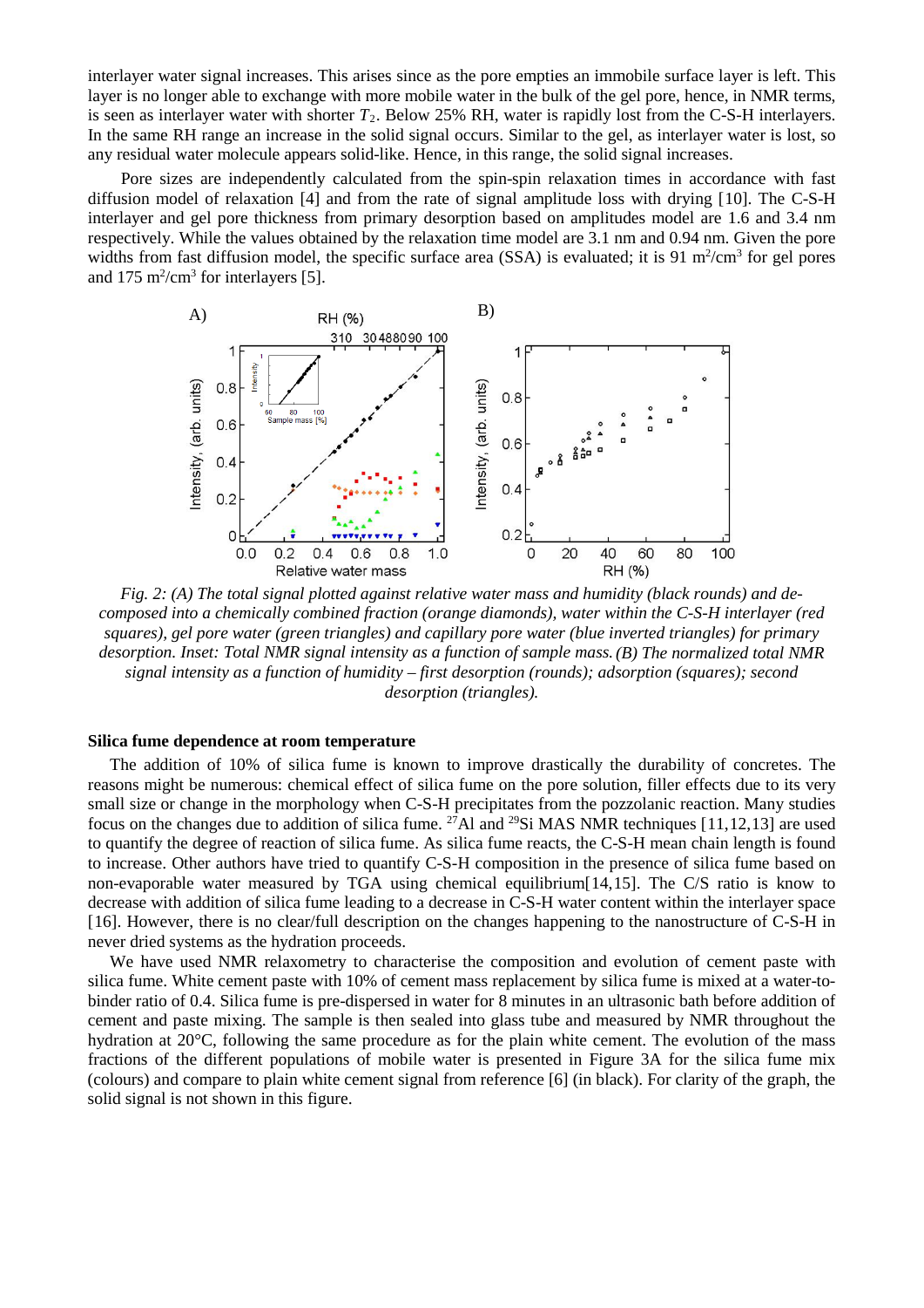interlayer water signal increases. This arises since as the pore empties an immobile surface layer is left. This layer is no longer able to exchange with more mobile water in the bulk of the gel pore, hence, in NMR terms, is seen as interlayer water with shorter $T_2$. Below 25% RH, water is rapidly lost from the C-S-H interlayers. In the same RH range an increase in the solid signal occurs. Similar to the gel, as interlayer water is lost, so any residual water molecule appears solid-like. Hence, in this range, the solid signal increases.

Pore sizes are independently calculated from the spin-spin relaxation times in accordance with fast diffusion model of relaxation [4] and from the rate of signal amplitude loss with drying [10]. The C-S-H interlayer and gel pore thickness from primary desorption based on amplitudes model are 1.6 and 3.4 nm respectively. While the values obtained by the relaxation time model are 3.1 nm and 0.94 nm. Given the pore widths from fast diffusion model, the specific surface area (SSA) is evaluated; it is 91 $m^2/cm^3$ for gel pores and 175 $m^2/cm^3$ for interlayers [5].

*Fig. 2: (A) The total signal plotted against relative water mass and humidity (black rounds) and de-composed into a chemically combined fraction (orange diamonds), water within the C-S-H interlayer (red squares), gel pore water (green triangles) and capillary pore water (blue inverted triangles) for primary desorption. Inset: Total NMR signal intensity as a function of sample mass. (B) The normalized total NMR signal intensity as a function of humidity – first desorption (rounds); adsorption (squares); second desorption (triangles).*

### Silica fume dependence at room temperature

The addition of 10% of silica fume is known to improve drastically the durability of concretes. The reasons might be numerous: chemical effect of silica fume on the pore solution, filler effects due to its very small size or change in the morphology when C-S-H precipitates from the pozzolanic reaction. Many studies focus on the changes due to addition of silica fume. $^{27}$Al and $^{29}$Si MAS NMR techniques [11,12,13] are used to quantify the degree of reaction of silica fume. As silica fume reacts, the C-S-H mean chain length is found to increase. Other authors have tried to quantify C-S-H composition in the presence of silica fume based on non-evaporable water measured by TGA using chemical equilibrium[14,15]. The C/S ratio is know to decrease with addition of silica fume leading to a decrease in C-S-H water content within the interlayer space [16]. However, there is no clear/full description on the changes happening to the nanostructure of C-S-H in never dried systems as the hydration proceeds.

We have used NMR relaxometry to characterise the composition and evolution of cement paste with silica fume. White cement paste with 10% of cement mass replacement by silica fume is mixed at a water-to-binder ratio of 0.4. Silica fume is pre-dispersed in water for 8 minutes in an ultrasonic bath before addition of cement and paste mixing. The sample is then sealed into glass tube and measured by NMR throughout the hydration at 20°C, following the same procedure as for the plain white cement. The evolution of the mass fractions of the different populations of mobile water is presented in Figure 3A for the silica fume mix (colours) and compare to plain white cement signal from reference [6] (in black). For clarity of the graph, the solid signal is not shown in this figure.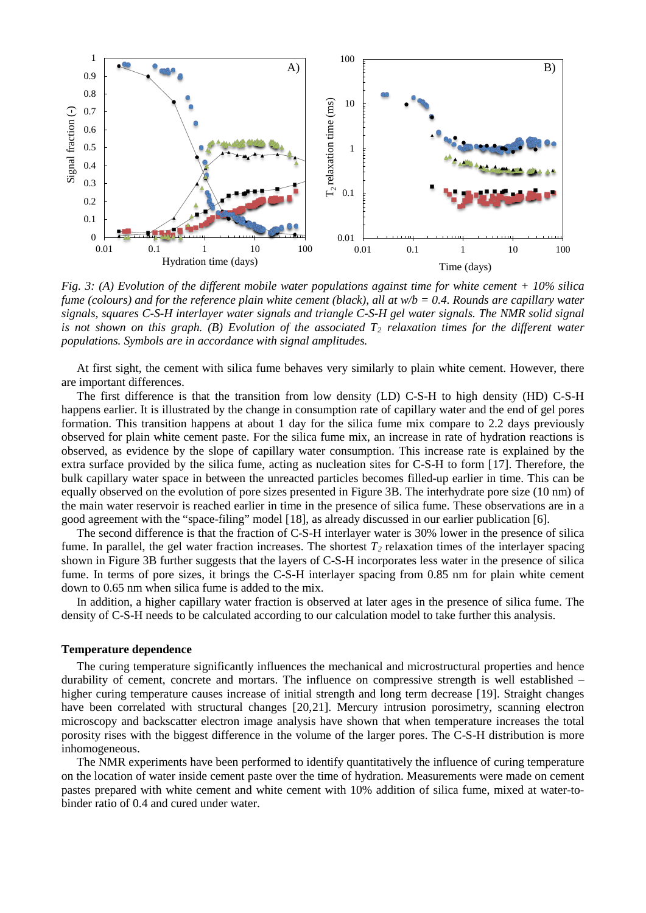*Fig. 3: (A) Evolution of the different mobile water populations against time for white cement + 10% silica fume (colours) and for the reference plain white cement (black), all at w/b = 0.4. Rounds are capillary water signals, squares C-S-H interlayer water signals and triangle C-S-H gel water signals. The NMR solid signal is not shown on this graph. (B) Evolution of the associated $T_2$ relaxation times for the different water populations. Symbols are in accordance with signal amplitudes.*

At first sight, the cement with silica fume behaves very similarly to plain white cement. However, there are important differences.

The first difference is that the transition from low density (LD) C-S-H to high density (HD) C-S-H happens earlier. It is illustrated by the change in consumption rate of capillary water and the end of gel pores formation. This transition happens at about 1 day for the silica fume mix compare to 2.2 days previously observed for plain white cement paste. For the silica fume mix, an increase in rate of hydration reactions is observed, as evidence by the slope of capillary water consumption. This increase rate is explained by the extra surface provided by the silica fume, acting as nucleation sites for C-S-H to form [17]. Therefore, the bulk capillary water space in between the unreacted particles becomes filled-up earlier in time. This can be equally observed on the evolution of pore sizes presented in Figure 3B. The interhydrate pore size (10 nm) of the main water reservoir is reached earlier in time in the presence of silica fume. These observations are in a good agreement with the "space-filing" model [18], as already discussed in our earlier publication [6].

The second difference is that the fraction of C-S-H interlayer water is 30% lower in the presence of silica fume. In parallel, the gel water fraction increases. The shortest $T_2$ relaxation times of the interlayer spacing shown in Figure 3B further suggests that the layers of C-S-H incorporates less water in the presence of silica fume. In terms of pore sizes, it brings the C-S-H interlayer spacing from 0.85 nm for plain white cement down to 0.65 nm when silica fume is added to the mix.

In addition, a higher capillary water fraction is observed at later ages in the presence of silica fume. The density of C-S-H needs to be calculated according to our calculation model to take further this analysis.

**Temperature dependence**

The curing temperature significantly influences the mechanical and microstructural properties and hence durability of cement, concrete and mortars. The influence on compressive strength is well established – higher curing temperature causes increase of initial strength and long term decrease [19]. Straight changes have been correlated with structural changes [20,21]. Mercury intrusion porosimetry, scanning electron microscopy and backscatter electron image analysis have shown that when temperature increases the total porosity rises with the biggest difference in the volume of the larger pores. The C-S-H distribution is more inhomogeneous.

The NMR experiments have been performed to identify quantitatively the influence of curing temperature on the location of water inside cement paste over the time of hydration. Measurements were made on cement pastes prepared with white cement and white cement with 10% addition of silica fume, mixed at water-to-binder ratio of 0.4 and cured under water.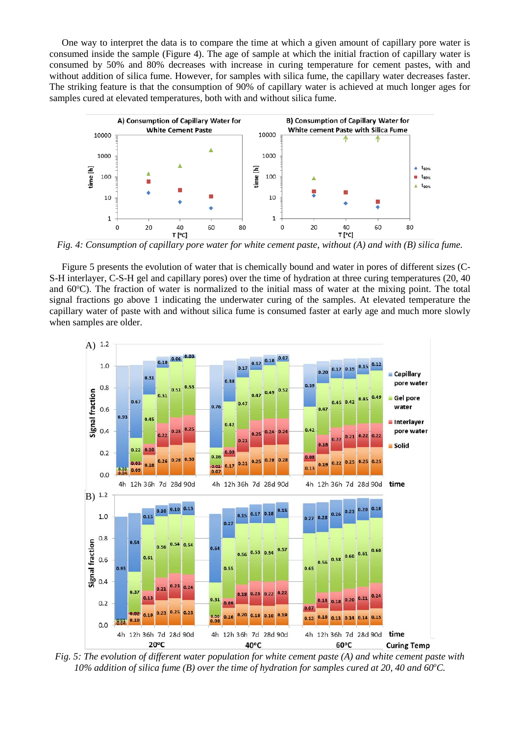One way to interpret the data is to compare the time at which a given amount of capillary pore water is consumed inside the sample (Figure 4). The age of sample at which the initial fraction of capillary water is consumed by 50% and 80% decreases with increase in curing temperature for cement pastes, with and without addition of silica fume. However, for samples with silica fume, the capillary water decreases faster. The striking feature is that the consumption of 90% of capillary water is achieved at much longer ages for samples cured at elevated temperatures, both with and without silica fume.

*Fig. 4: Consumption of capillary pore water for white cement paste, without (A) and with (B) silica fume.*

Figure 5 presents the evolution of water that is chemically bound and water in pores of different sizes (C-S-H interlayer, C-S-H gel and capillary pores) over the time of hydration at three curing temperatures (20, 40 and 60°C). The fraction of water is normalized to the initial mass of water at the mixing point. The total signal fractions go above 1 indicating the underwater curing of the samples. At elevated temperature the capillary water of paste with and without silica fume is consumed faster at early age and much more slowly when samples are older.

*Fig. 5: The evolution of different water population for white cement paste (A) and white cement paste with 10% addition of silica fume (B) over the time of hydration for samples cured at 20, 40 and 60°C.*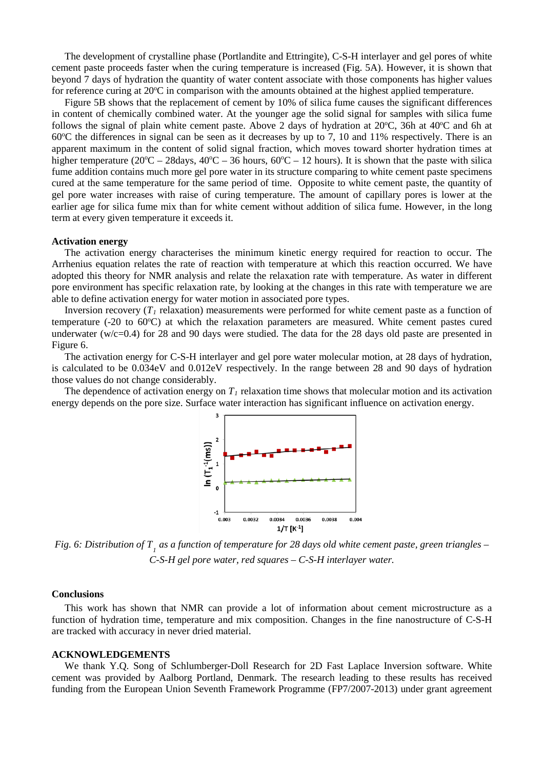The development of crystalline phase (Portlandite and Ettringite), C-S-H interlayer and gel pores of white cement paste proceeds faster when the curing temperature is increased (Fig. 5A). However, it is shown that beyond 7 days of hydration the quantity of water content associate with those components has higher values for reference curing at 20°C in comparison with the amounts obtained at the highest applied temperature.

Figure 5B shows that the replacement of cement by 10% of silica fume causes the significant differences in content of chemically combined water. At the younger age the solid signal for samples with silica fume follows the signal of plain white cement paste. Above 2 days of hydration at 20°C, 36h at 40°C and 6h at 60°C the differences in signal can be seen as it decreases by up to 7, 10 and 11% respectively. There is an apparent maximum in the content of solid signal fraction, which moves toward shorter hydration times at higher temperature (20°C – 28days, 40°C – 36 hours, 60°C – 12 hours). It is shown that the paste with silica fume addition contains much more gel pore water in its structure comparing to white cement paste specimens cured at the same temperature for the same period of time. Opposite to white cement paste, the quantity of gel pore water increases with raise of curing temperature. The amount of capillary pores is lower at the earlier age for silica fume mix than for white cement without addition of silica fume. However, in the long term at every given temperature it exceeds it.

**Activation energy**

The activation energy characterises the minimum kinetic energy required for reaction to occur. The Arrhenius equation relates the rate of reaction with temperature at which this reaction occurred. We have adopted this theory for NMR analysis and relate the relaxation rate with temperature. As water in different pore environment has specific relaxation rate, by looking at the changes in this rate with temperature we are able to define activation energy for water motion in associated pore types.

Inversion recovery ($T_1$ relaxation) measurements were performed for white cement paste as a function of temperature (-20 to 60°C) at which the relaxation parameters are measured. White cement pastes cured underwater (w/c=0.4) for 28 and 90 days were studied. The data for the 28 days old paste are presented in Figure 6.

The activation energy for C-S-H interlayer and gel pore water molecular motion, at 28 days of hydration, is calculated to be 0.034eV and 0.012eV respectively. In the range between 28 and 90 days of hydration those values do not change considerably.

The dependence of activation energy on $T_1$ relaxation time shows that molecular motion and its activation energy depends on the pore size. Surface water interaction has significant influence on activation energy.

*Fig. 6: Distribution of $T_1$ as a function of temperature for 28 days old white cement paste, green triangles – C-S-H gel pore water, red squares – C-S-H interlayer water.*

**Conclusions**

This work has shown that NMR can provide a lot of information about cement microstructure as a function of hydration time, temperature and mix composition. Changes in the fine nanostructure of C-S-H are tracked with accuracy in never dried material.

**ACKNOWLEDGEMENTS**

We thank Y.Q. Song of Schlumberger-Doll Research for 2D Fast Laplace Inversion software. White cement was provided by Aalborg Portland, Denmark. The research leading to these results has received funding from the European Union Seventh Framework Programme (FP7/2007-2013) under grant agreement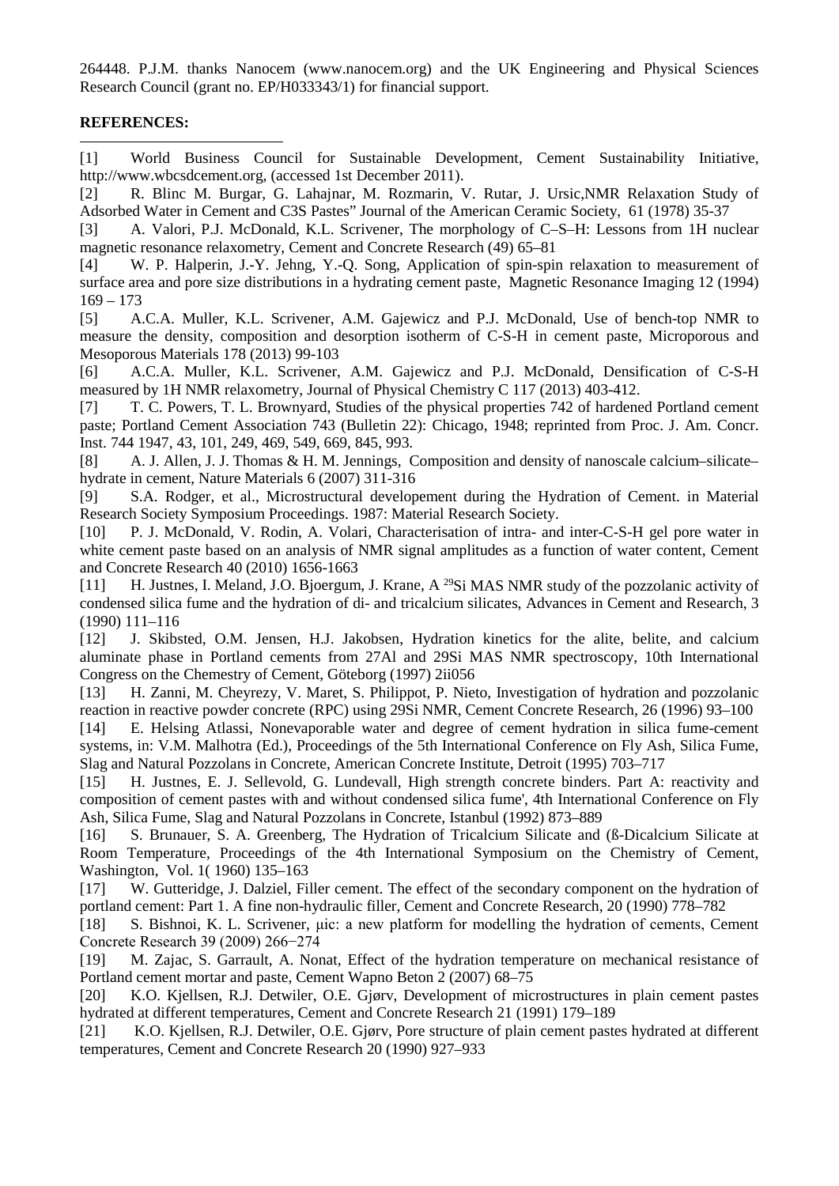264448. P.J.M. thanks Nanocem (www.nanocem.org) and the UK Engineering and Physical Sciences Research Council (grant no. EP/H033343/1) for financial support.

**REFERENCES:**

[1] World Business Council for Sustainable Development, Cement Sustainability Initiative, http://www.wbcsdcement.org, (accessed 1st December 2011).

[2] R. Blinc M. Burgar, G. Lahajnar, M. Rozmarin, V. Rutar, J. Ursic,NMR Relaxation Study of Adsorbed Water in Cement and C3S Pastes" Journal of the American Ceramic Society, 61 (1978) 35-37

[3] A. Valori, P.J. McDonald, K.L. Scrivener, The morphology of C–S–H: Lessons from 1H nuclear magnetic resonance relaxometry, Cement and Concrete Research (49) 65–81

[4] W. P. Halperin, J.-Y. Jehng, Y.-Q. Song, Application of spin-spin relaxation to measurement of surface area and pore size distributions in a hydrating cement paste, Magnetic Resonance Imaging 12 (1994) 169 – 173

[5] A.C.A. Muller, K.L. Scrivener, A.M. Gajewicz and P.J. McDonald, Use of bench-top NMR to measure the density, composition and desorption isotherm of C-S-H in cement paste, Microporous and Mesoporous Materials 178 (2013) 99-103

[6] A.C.A. Muller, K.L. Scrivener, A.M. Gajewicz and P.J. McDonald, Densification of C-S-H measured by 1H NMR relaxometry, Journal of Physical Chemistry C 117 (2013) 403-412.

[7] T. C. Powers, T. L. Brownyard, Studies of the physical properties 742 of hardened Portland cement paste; Portland Cement Association 743 (Bulletin 22): Chicago, 1948; reprinted from Proc. J. Am. Concr. Inst. 744 1947, 43, 101, 249, 469, 549, 669, 845, 993.

[8] A. J. Allen, J. J. Thomas & H. M. Jennings, Composition and density of nanoscale calcium–silicate–hydrate in cement, Nature Materials 6 (2007) 311-316

[9] S.A. Rodger, et al., Microstructural developement during the Hydration of Cement. in Material Research Society Symposium Proceedings. 1987: Material Research Society.

[10] P. J. McDonald, V. Rodin, A. Volari, Characterisation of intra- and inter-C-S-H gel pore water in white cement paste based on an analysis of NMR signal amplitudes as a function of water content, Cement and Concrete Research 40 (2010) 1656-1663

[11] H. Justnes, I. Meland, J.O. Bjoergum, J. Krane, A $^{29}$Si MAS NMR study of the pozzolanic activity of condensed silica fume and the hydration of di- and tricalcium silicates, Advances in Cement and Research, 3 (1990) 111–116

[12] J. Skibsted, O.M. Jensen, H.J. Jakobsen, Hydration kinetics for the alite, belite, and calcium aluminate phase in Portland cements from 27Al and 29Si MAS NMR spectroscopy, 10th International Congress on the Chemestry of Cement, Göteborg (1997) 2ii056

[13] H. Zanni, M. Cheyrezy, V. Maret, S. Philippot, P. Nieto, Investigation of hydration and pozzolanic reaction in reactive powder concrete (RPC) using 29Si NMR, Cement Concrete Research, 26 (1996) 93–100

[14] E. Helsing Atlassi, Nonevaporable water and degree of cement hydration in silica fume-cement systems, in: V.M. Malhotra (Ed.), Proceedings of the 5th International Conference on Fly Ash, Silica Fume, Slag and Natural Pozzolans in Concrete, American Concrete Institute, Detroit (1995) 703–717

[15] H. Justnes, E. J. Sellevold, G. Lundevall, High strength concrete binders. Part A: reactivity and composition of cement pastes with and without condensed silica fume', 4th International Conference on Fly Ash, Silica Fume, Slag and Natural Pozzolans in Concrete, Istanbul (1992) 873–889

[16] S. Brunauer, S. A. Greenberg, The Hydration of Tricalcium Silicate and (ß-Dicalcium Silicate at Room Temperature, Proceedings of the 4th International Symposium on the Chemistry of Cement, Washington, Vol. 1( 1960) 135–163

[17] W. Gutteridge, J. Dalziel, Filler cement. The effect of the secondary component on the hydration of portland cement: Part 1. A fine non-hydraulic filler, Cement and Concrete Research, 20 (1990) 778–782

[18] S. Bishnoi, K. L. Scrivener, μic: a new platform for modelling the hydration of cements, Cement Concrete Research 39 (2009) 266−274

[19] M. Zajac, S. Garrault, A. Nonat, Effect of the hydration temperature on mechanical resistance of Portland cement mortar and paste, Cement Wapno Beton 2 (2007) 68–75

[20] K.O. Kjellsen, R.J. Detwiler, O.E. Gjørv, Development of microstructures in plain cement pastes hydrated at different temperatures, Cement and Concrete Research 21 (1991) 179–189

[21] K.O. Kjellsen, R.J. Detwiler, O.E. Gjørv, Pore structure of plain cement pastes hydrated at different temperatures, Cement and Concrete Research 20 (1990) 927–933